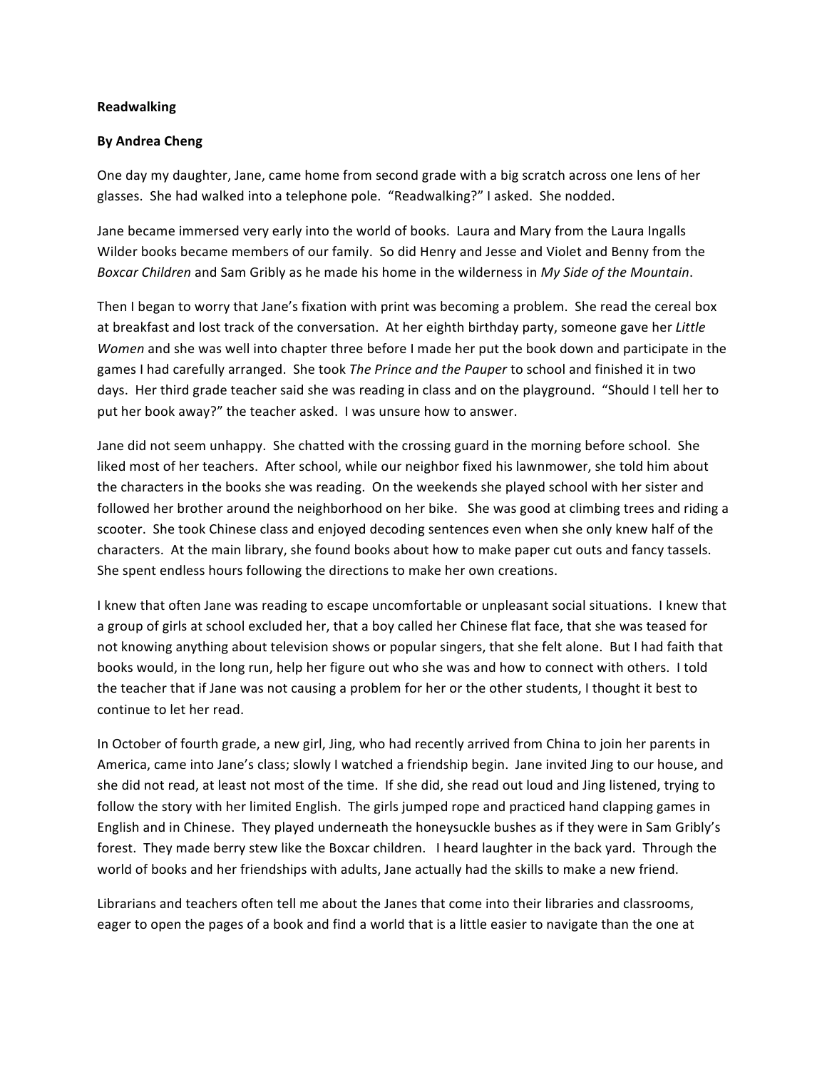**Readwalking**

**By Andrea Cheng**

One day my daughter, Jane, came home from second grade with a big scratch across one lens of her glasses. She had walked into a telephone pole. "Readwalking?" I asked. She nodded.

Jane became immersed very early into the world of books. Laura and Mary from the Laura Ingalls Wilder books became members of our family. So did Henry and Jesse and Violet and Benny from the *Boxcar Children* and Sam Gribly as he made his home in the wilderness in *My Side of the Mountain*.

Then I began to worry that Jane's fixation with print was becoming a problem. She read the cereal box at breakfast and lost track of the conversation. At her eighth birthday party, someone gave her *Little Women* and she was well into chapter three before I made her put the book down and participate in the games I had carefully arranged. She took *The Prince and the Pauper* to school and finished it in two days. Her third grade teacher said she was reading in class and on the playground. "Should I tell her to put her book away?" the teacher asked. I was unsure how to answer.

Jane did not seem unhappy. She chatted with the crossing guard in the morning before school. She liked most of her teachers. After school, while our neighbor fixed his lawnmower, she told him about the characters in the books she was reading. On the weekends she played school with her sister and followed her brother around the neighborhood on her bike. She was good at climbing trees and riding a scooter. She took Chinese class and enjoyed decoding sentences even when she only knew half of the characters. At the main library, she found books about how to make paper cut outs and fancy tassels. She spent endless hours following the directions to make her own creations.

I knew that often Jane was reading to escape uncomfortable or unpleasant social situations. I knew that a group of girls at school excluded her, that a boy called her Chinese flat face, that she was teased for not knowing anything about television shows or popular singers, that she felt alone. But I had faith that books would, in the long run, help her figure out who she was and how to connect with others. I told the teacher that if Jane was not causing a problem for her or the other students, I thought it best to continue to let her read.

In October of fourth grade, a new girl, Jing, who had recently arrived from China to join her parents in America, came into Jane's class; slowly I watched a friendship begin. Jane invited Jing to our house, and she did not read, at least not most of the time. If she did, she read out loud and Jing listened, trying to follow the story with her limited English. The girls jumped rope and practiced hand clapping games in English and in Chinese. They played underneath the honeysuckle bushes as if they were in Sam Gribly's forest. They made berry stew like the Boxcar children. I heard laughter in the back yard. Through the world of books and her friendships with adults, Jane actually had the skills to make a new friend.

Librarians and teachers often tell me about the Janes that come into their libraries and classrooms, eager to open the pages of a book and find a world that is a little easier to navigate than the one at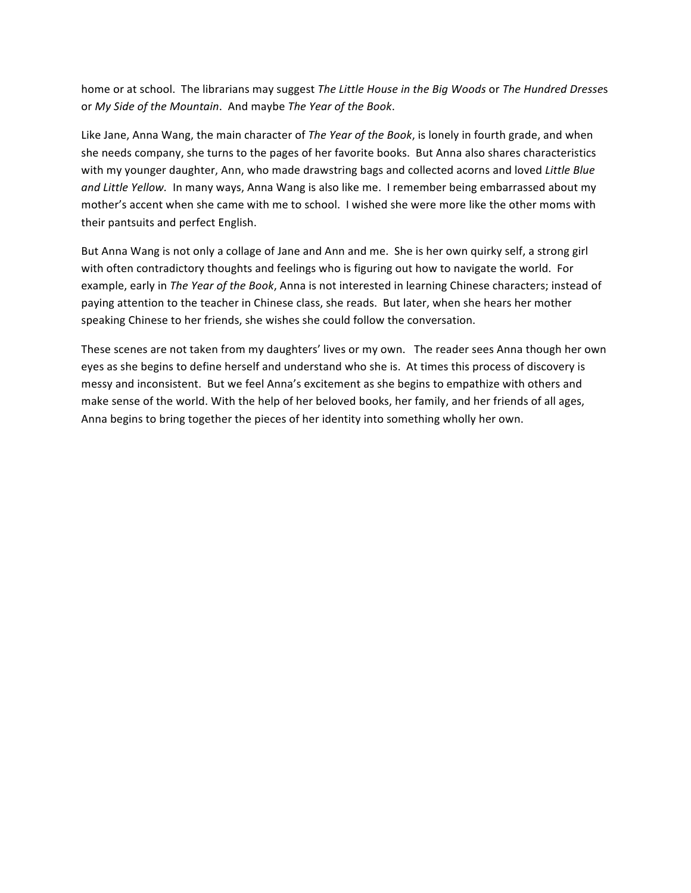home or at school. The librarians may suggest *The Little House in the Big Woods* or *The Hundred Dresses* or *My Side of the Mountain*. And maybe *The Year of the Book*.

Like Jane, Anna Wang, the main character of *The Year of the Book*, is lonely in fourth grade, and when she needs company, she turns to the pages of her favorite books. But Anna also shares characteristics with my younger daughter, Ann, who made drawstring bags and collected acorns and loved *Little Blue and Little Yellow*. In many ways, Anna Wang is also like me. I remember being embarrassed about my mother's accent when she came with me to school. I wished she were more like the other moms with their pantsuits and perfect English.

But Anna Wang is not only a collage of Jane and Ann and me. She is her own quirky self, a strong girl with often contradictory thoughts and feelings who is figuring out how to navigate the world. For example, early in *The Year of the Book*, Anna is not interested in learning Chinese characters; instead of paying attention to the teacher in Chinese class, she reads. But later, when she hears her mother speaking Chinese to her friends, she wishes she could follow the conversation.

These scenes are not taken from my daughters' lives or my own. The reader sees Anna though her own eyes as she begins to define herself and understand who she is. At times this process of discovery is messy and inconsistent. But we feel Anna's excitement as she begins to empathize with others and make sense of the world. With the help of her beloved books, her family, and her friends of all ages, Anna begins to bring together the pieces of her identity into something wholly her own.